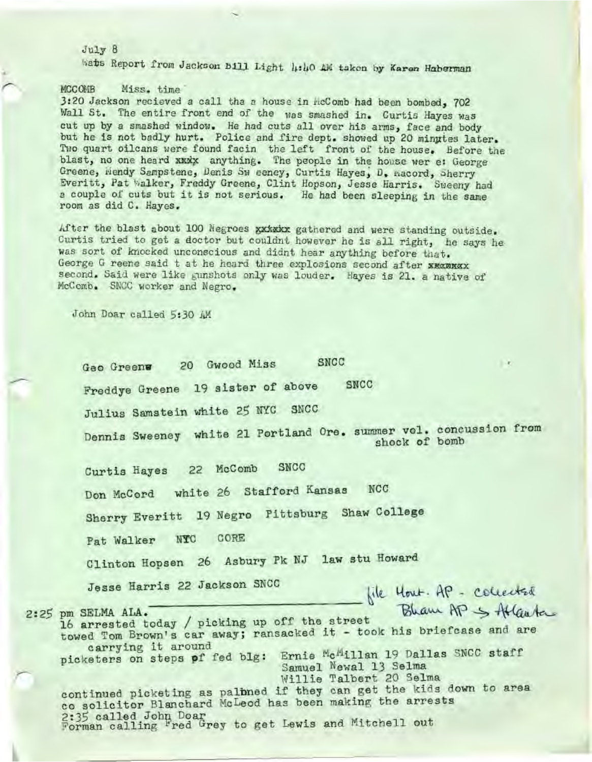July 8

Wats Report from Jackson Bill Light 4:40 AM taken by Karen Haberman

MCCOMB Miss. time

3:20 Jackson recieved a call tha a house in McComb had been bombed, 702 Wall St. The entire front end of the was smashed in. Curtis Hayes was cut up by a smashed window. He had cuts all over his arms, face and body but he is not badly hurt. Police and fire dept. showed up 20 minutes later. Two quart oilcans were found facin the left front of the house. Before the blast, no one heard xxxx anything. The people in the house wer e: George Greene, Mendy Sampstene, Denis Sw eeney, Curtis Hayes, D. Macord, Sherry Everitt, Pat Walker, Freddy Greene, Clint Hopson, Jesse Harris. Sweeny had a couple of cuts but it is not serious. He had been sleeping in the same room as did C. Hayes.

After the blast about 100 Negroes xxxxxx gathered and were standing outside. Curtis tried to get a doctor but couldnt however he is all right, he says he was sort of knocked unconscious and didnt hear anything before that. George G reene said t at he heard three explosions second after xxxxxxx second. Said were like gunshots only was louder. Hayes is 21. a native of McComb. SNCC worker and Negro.

John Doar called 5:30 AM

Geo Greene 20 Gwood Miss SNCC

Freddye Greene 19 sister of above SNCC

Julius Samstein white 25 NYC SNCC

Dennis Sweeney white 21 Portland Ore. summer vol. concussion from shock of bomb

Curtis Hayes 22 McComb SNCC

Don McCord white 26 Stafford Kansas NCC

Sherry Everitt 19 Negro Pittsburg Shaw College

Pat Walker NYC CORE

Clinton Hopsen 26 Asbury Pk NJ law stu Howard

Jesse Harris 22 Jackson SNCC

file Hout. AP - collected Bham AP -> Atlanta

2:25 pm SELMA ALA.

16 arrested today / picking up off the street

towed Tom Brown's car away; ransacked it - took his briefcase and are carrying it around

picketers on steps pf fed blg: Ernie McMillan 19 Dallas SNCC staff
Samuel Newal 13 Selma
Willie Talbert 20 Selma

continued picketing as palbned if they can get the kids down to area

co solicitor Blanchard McLeod has been making the arrests

2:35 called John Doar

Forman calling Fred Grey to get Lewis and Mitchell out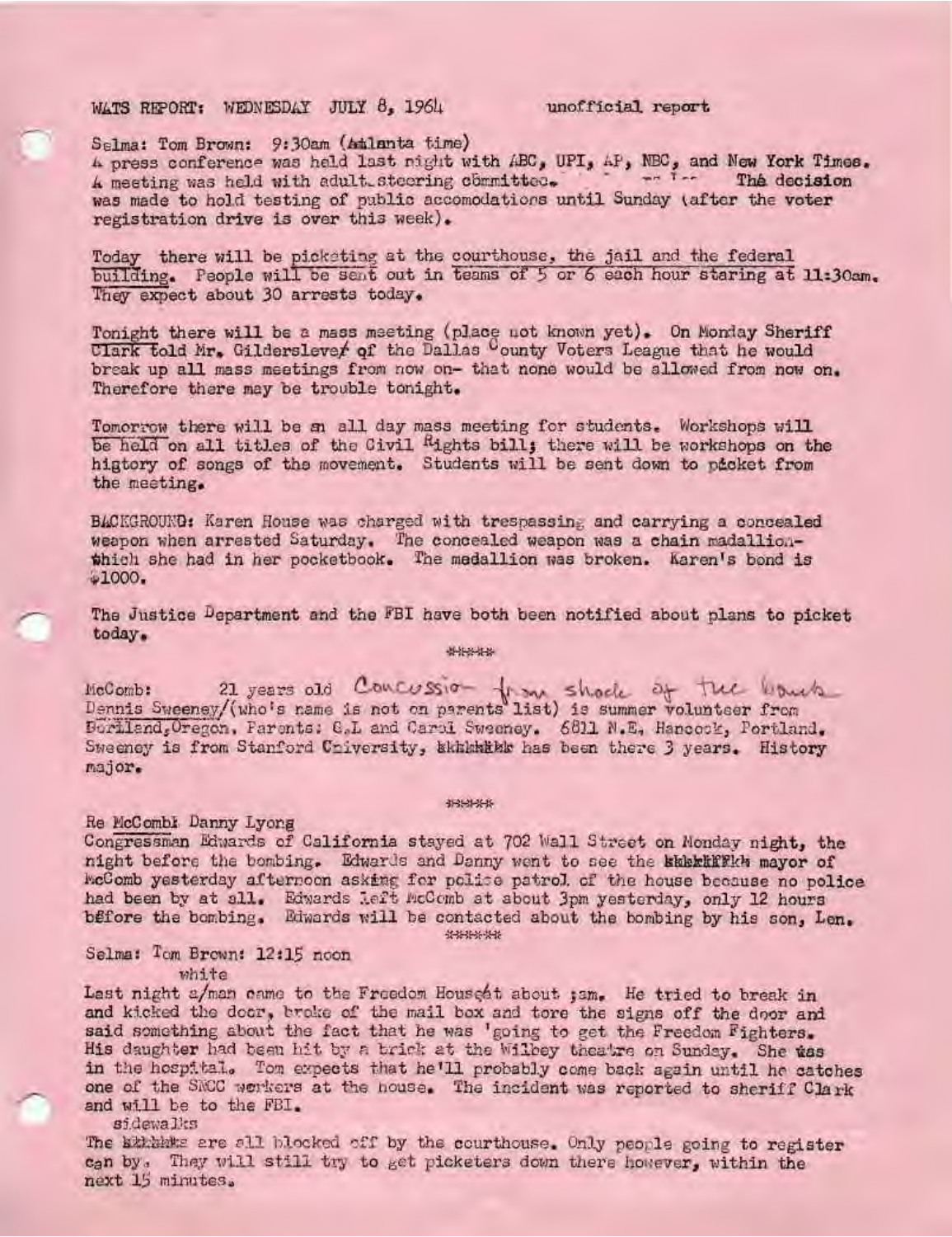WATS REPORT: WEDNESDAY JULY 8, 1964 unofficial report

Selma: Tom Brown: 9:30am (Atlanta time)
A press conference was held last night with ABC, UPI, AP, NBC, and New York Times. A meeting was held with adult steering committee. The decision was made to hold testing of public accomodations until Sunday (after the voter registration drive is over this week).

Today there will be picketing at the courthouse, the jail and the federal building. People will be sent out in teams of 5 or 6 each hour staring at 11:30am. They expect about 30 arrests today.

Tonight there will be a mass meeting (place not known yet). On Monday Sheriff Clark told Mr. Gildersleve of the Dallas County Voters League that he would break up all mass meetings from now on- that none would be allowed from now on. Therefore there may be trouble tonight.

Tomorrow there will be an all day mass meeting for students. Workshops will be held on all titles of the Civil Rights bill; there will be workshops on the history of songs of the movement. Students will be sent down to picket from the meeting.

BACKGROUND: Karen House was charged with trespassing and carrying a concealed weapon when arrested Saturday. The concealed weapon was a chain madallion-which she had in her pocketbook. The medallion was broken. Karen's bond is $1000.

The Justice Department and the FBI have both been notified about plans to picket today.

*****

McComb: 21 years old Concussion from shock of the bomb
Dennis Sweeney/(who's name is not on parents list) is summer volunteer from Portland, Oregon. Parents: G.L and Carol Sweeney. 6811 N.E, Hancock, Portland. Sweeney is from Stanford University, has been there 3 years. History major.

*****

Re McComb: Danny Lyons
Congressman Edwards of California stayed at 702 Wall Street on Monday night, the night before the bombing. Edwards and Danny went to see the mayor of McComb yesterday afternoon asking for police patrol of the house because no police had been by at all. Edwards left McComb at about 3pm yesterday, only 12 hours before the bombing. Edwards will be contacted about the bombing by his son, Len.

******

Selma: Tom Brown: 12:15 noon

Last night a white man came to the Freedom House at about 3am. He tried to break in and kicked the door, broke of the mail box and tore the signs off the door and said something about the fact that he was 'going to get the Freedom Fighters. His daughter had been hit by a brick at the Wilbey theatre on Sunday. She was in the hospital. Tom expects that he'll probably come back again until he catches one of the SNCC workers at the house. The incident was reported to sheriff Clark and will be to the FBI.

The sidewalks are all blocked off by the courthouse. Only people going to register can by. They will still try to get picketers down there however, within the next 15 minutes.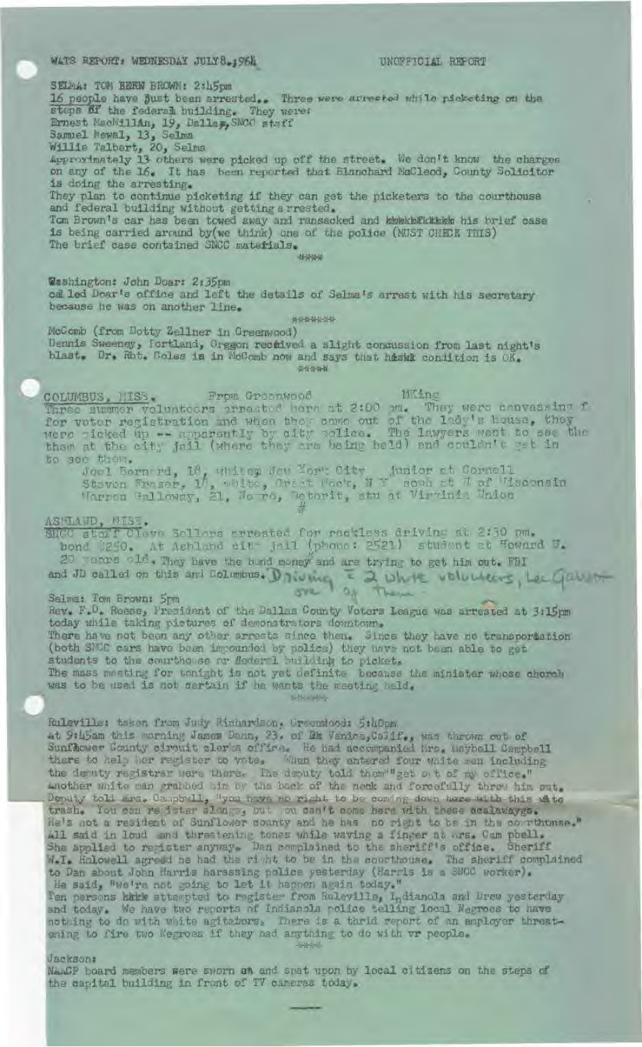WATS REPORT: WEDNESDAY JULY 8, 1964 UNOFFICIAL REPORT

SELMA: TOM BERN BROWN: 2:45pm

16 people have just been arrested.. Three were arrested while picketing on the steps of the federal building. They were:

Ernest MacMillan, 19, Dallas, SNCC staff

Samuel Newal, 13, Selma

Willie Talbert, 20, Selma

Approximately 13 others were picked up off the street. We don't know the charges on any of the 16. It has been reported that Blanchard McLeod, County Solicitor is doing the arresting.

They plan to continue picketing if they can get the picketers to the courthouse and federal building without getting arrested.

Tom Brown's car has been towed away and ransacked and ~~kkkkkkkkkk~~ his brief case is being carried around by(we think) one of the police (MUST CHECK THIS)

The brief case contained SNCC materials.

####

Washington: John Doar: 2:35pm

called Doar's office and left the details of Selma's arrest with his secretary because he was on another line.

#######

McComb (from Dotty Zellner in Greenwood)

Dennis Sweeney, Portland, Oregon received a slight concussion from last night's blast. Dr. Rbt. Coles is in McComb now and says that his condition is OK.

#####

COLUMBUS, MISS. From Greenwood MKing

Three summer volunteers arrested here at 2:00 pm. They were canvassing f for voter registration and when they came out of the lady's house, they were picked up -- apparently by city police. The lawyers went to see the them at the city jail (where they are being held) and couldn't get in to see them.

Joel Bernard, 18, white, New York City junior at Cornell
Steven Fraser, 17, white, Great Neck, N Y soph at U of Wisconsin
Warren Galloway, 21, Negro, Detroit, stu at Virginia Union

#

ASHLAND, MISS.

SNCC staff Cleve Sellers arrested for reckless driving at 2:30 pm. bond $250. At Ashland city jail (phone: 2521) student at Howard U. 20 years old. They have the bond money and are trying to get him out. FBI and JD called on this and Columbus. Driving = 2 white volunteers, Lee Garner one of them

Selma: Tom Brown: 5pm

Rev. F.D. Reese, President of the Dallas County Voters League was arrested at 3:15pm today while taking pictures of demonstrators downtown.

There have not been any other arrests since then. Since they have no transportation (both SNCC cars have been impounded by police) they have not been able to get students to the courthouse or federal building to picket.

The mass meeting for tonight is not yet definite because the minister whose church was to be used is not certain if he wants the meeting held.

#####

Ruleville: taken from Judy Richardson, Greenwood: 5:40pm

At 9:45am this morning James Dann, 23, of ~~Ma~~ Venice,Calif., was thrown out of Sunflower County circuit clerks office. He had accompanied Mrs. Maybell Campbell there to help her register to vote. When they entered four white men including the deputy registrar were there. The deputy told them "get out of my office." Another white man grabbed him by the back of the neck and forcefully threw him out. Deputy told Mrs. Campbell, "you have no right to be coming down here with this white trash. You can register alonge, but you can't come here with these scalawayge. He's not a resident of Sunflower county and he has no right to be in the courthouse." All said in loud and threatening tones while waving a finger at Mrs. Cam pbell. She applied to register anyway. Dan complained to the sheriff's office. Sheriff W.I. Holowell agreed he had the right to be in the courthouse. The sheriff complained to Dan about John Harris harassing police yesterday (Harris is a SNCC worker). He said, "We're not going to let it happen again today."

Ten persons ~~kkkk~~ attempted to register from Ruleville, Indianola and Drew yesterday and today. We have two reports of Indianola police telling local Negroes to have nothing to do with white agitators. There is a thrid report of an employer threatening to fire two Negroes if they had anything to do with vr people.

####

Jackson:

NAACP board members were sworn at and spat upon by local citizens on the steps of the capital building in front of TV cameras today.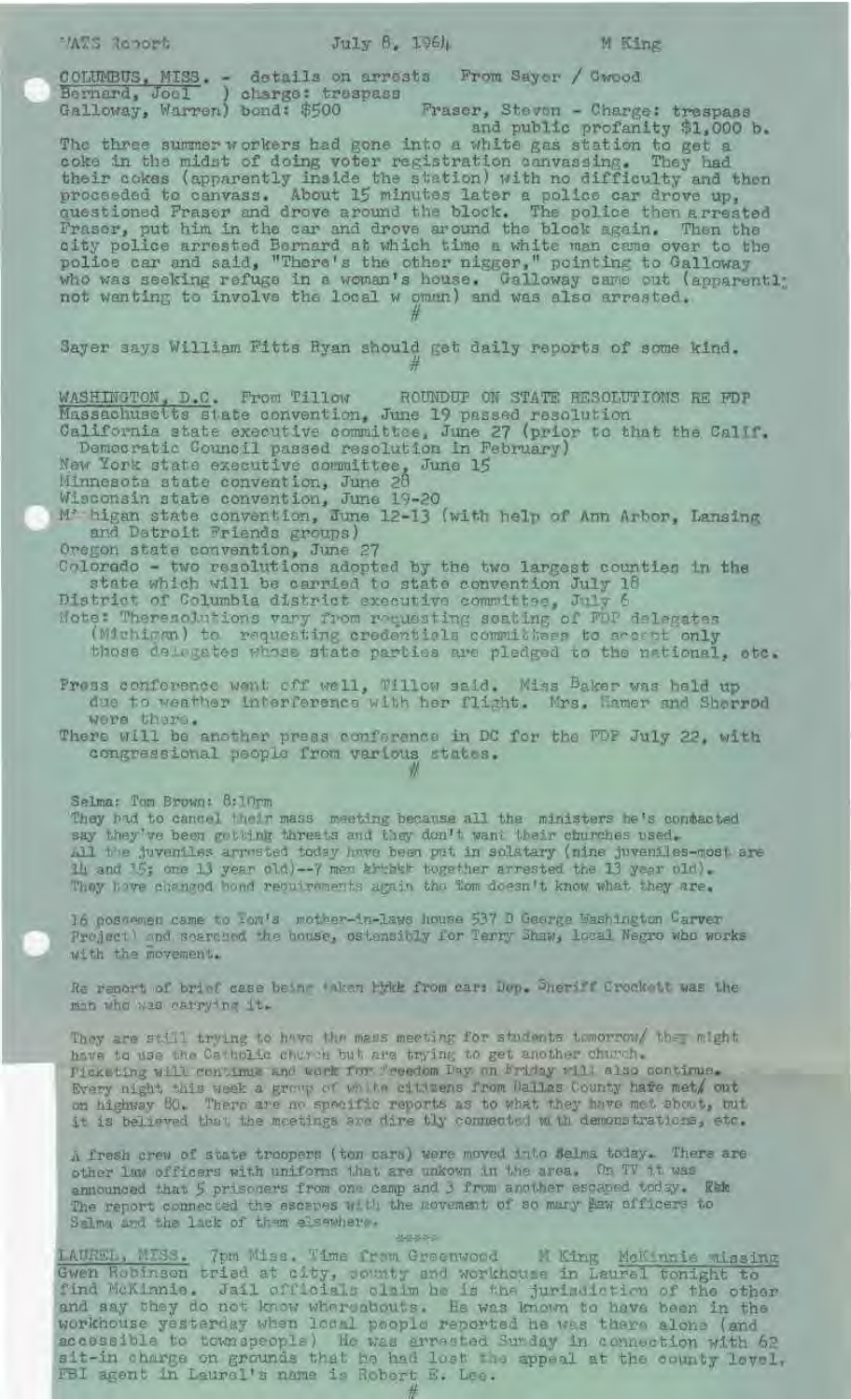WATS Report July 8, 1964 M King

COLUMBUS, MISS. - details on arrests From Sayer / Gwood
Bernard, Joel ) charge: trespass
Galloway, Warren) bond: $500 Fraser, Steven - Charge: trespass and public profanity $1,000 b.

The three summer workers had gone into a white gas station to get a coke in the midst of doing voter registration canvassing. They had their cokes (apparently inside the station) with no difficulty and then proceeded to canvass. About 15 minutes later a police car drove up, questioned Fraser and drove around the block. The police then arrested Fraser, put him in the car and drove around the block again. Then the city police arrested Bernard at which time a white man came over to the police car and said, "There's the other nigger," pointing to Galloway who was seeking refuge in a woman's house. Galloway came out (apparently not wanting to involve the local w oman) and was also arrested.

#

Sayer says William Fitts Ryan should get daily reports of some kind.

#

WASHINGTON, D.C. From Tillow ROUNDUP ON STATE RESOLUTIONS RE FDP
Massachusetts state convention, June 19 passed resolution
California state executive committee, June 27 (prior to that the Calif. Democratic Council passed resolution in February)
New York state executive committee, June 15
Minnesota state convention, June 28
Wisconsin state convention, June 19-20
Michigan state convention, June 12-13 (with help of Ann Arbor, Lansing and Detroit Friends groups)
Oregon state convention, June 27
Colorado - two resolutions adopted by the two largest counties in the state which will be carried to state convention July 18
District of Columbia district executive committee, July 6
Note: The resolutions vary from requesting seating of FDP delegates (Michigan) to requesting credentials committees to accept only those delegates whose state parties are pledged to the national, etc.

Press conference went off well, Tillow said. Miss Baker was held up due to weather interference with her flight. Mrs. Hamer and Sherrod were there.
There will be another press conference in DC for the FDP July 22, with congressional people from various states.

#

Selma: Tom Brown: 8:10pm
They had to cancel their mass meeting because all the ministers he's contacted say they've been getting threats and they don't want their churches used.
All the juveniles arrested today have been put in solatary (nine juveniles-most are 14 and 15; one 13 year old)--7 men ~~kkkkk~~ together arrested the 13 year old).
They have changed bond requirements again tho Tom doesn't know what they are.

16 possemen came to Tom's mother-in-laws house 537 D George Washington Carver Project) and searched the house, ostensibly for Terry Shaw, local Negro who works with the movement.

Re report of brief case being taken ~~kkkk~~ from car: Dep. Sheriff Crockett was the man who was carrying it.

They are still trying to have the mass meeting for students tomorrow/ they might have to use the Catholic church but are trying to get another church.
Picketing will continue and work for Freedom Day on Friday will also continue.
Every night this week a group of white citizens from Dallas County have met/ out on highway 80. There are no specific reports as to what they have met about, but it is believed that the meetings are directly connected with demonstrations, etc.

A fresh crew of state troopers (ten cars) were moved into Selma today. There are other law officers with uniforms that are unkown in the area. On TV it was announced that 5 prisoners from one camp and 3 from another escaped today. ~~Kkk~~ The report connected the escapes with the movement of so many law officers to Selma and the lack of them elsewhere.

#####

LAUREL, MISS. 7pm Miss. Time from Greenwood M King McKinnie missing
Gwen Robinson tried at city, county and workhouse in Laurel tonight to find McKinnie. Jail officials claim he is the jurisdiction of the other and say they do not know whereabouts. He was known to have been in the workhouse yesterday when local people reported he was there alone (and accessible to townspeople) He was arrested Sunday in connection with 62 sit-in charge on grounds that he had lost the appeal at the county level. FBI agent in Laurel's name is Robert E. Lee.

#